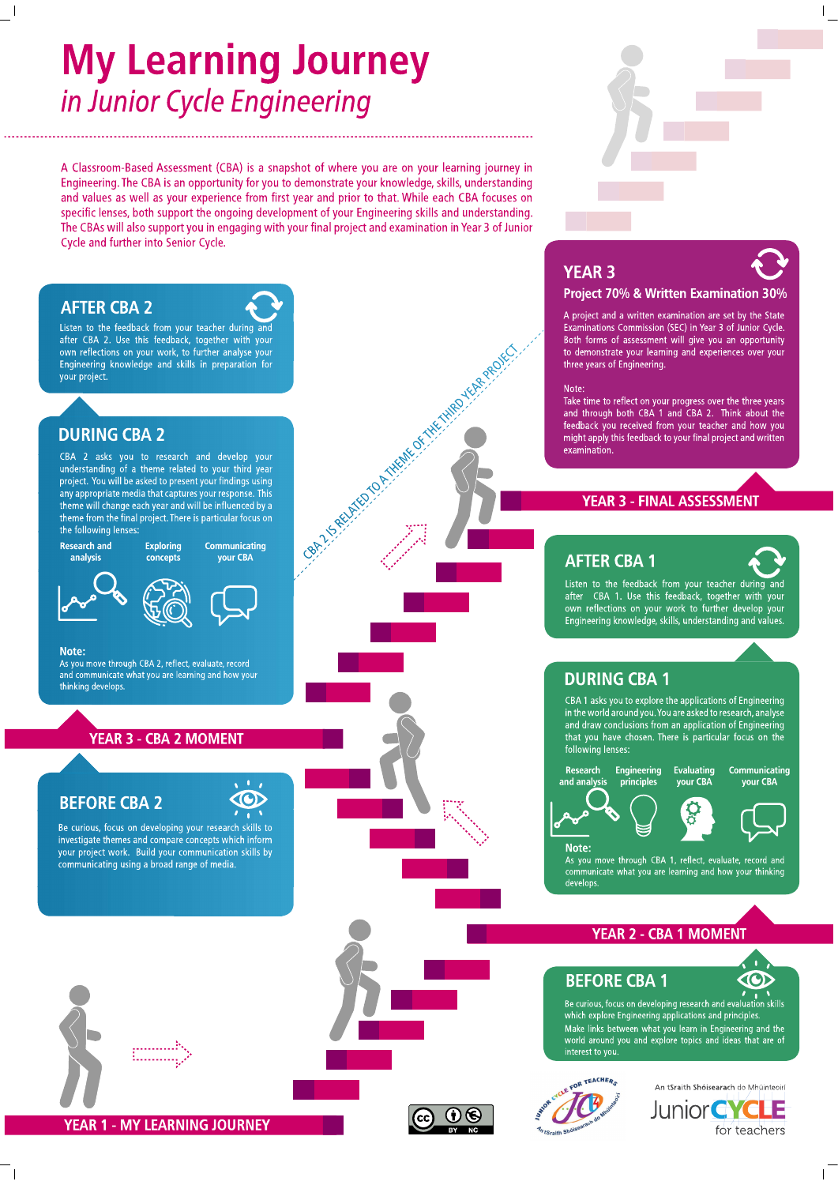# My Learning Journey

## *in Junior Cycle Engineering*

A Classroom-Based Assessment (CBA) is a snapshot of where you are on your learning journey in Engineering. The CBA is an opportunity for you to demonstrate your knowledge, skills, understanding and values as well as your experience from first year and prior to that. While each CBA focuses on specific lenses, both support the ongoing development of your Engineering skills and understanding. The CBAs will also support you in engaging with your final project and examination in Year 3 of Junior Cycle and further into Senior Cycle.

## YEAR 1 - MY LEARNING JOURNEY

### BEFORE CBA 1

Be curious, focus on developing research and evaluation skills which explore Engineering applications and principles.

Make links between what you learn in Engineering and the world around you and explore topics and ideas that are of interest to you.

## YEAR 2 - CBA 1 MOMENT

### DURING CBA 1

CBA 1 asks you to explore the applications of Engineering in the world around you. You are asked to research, analyse and draw conclusions from an application of Engineering that you have chosen. There is particular focus on the following lenses:

- Research and analysis
- Engineering principles
- Evaluating your CBA
- Communicating your CBA

**Note:**
As you move through CBA 1, reflect, evaluate, record and communicate what you are learning and how your thinking develops.

### AFTER CBA 1

Listen to the feedback from your teacher during and after CBA 1. Use this feedback, together with your own reflections on your work to further develop your Engineering knowledge, skills, understanding and values.

### BEFORE CBA 2

Be curious, focus on developing your research skills to investigate themes and compare concepts which inform your project work. Build your communication skills by communicating using a broad range of media.

## YEAR 3 - CBA 2 MOMENT

CBA 2 IS RELATED TO A THEME OF THE THIRD YEAR PROJECT

### DURING CBA 2

CBA 2 asks you to research and develop your understanding of a theme related to your third year project. You will be asked to present your findings using any appropriate media that captures your response. This theme will change each year and will be influenced by a theme from the final project. There is particular focus on the following lenses:

- Research and analysis
- Exploring concepts
- Communicating your CBA

**Note:**
As you move through CBA 2, reflect, evaluate, record and communicate what you are learning and how your thinking develops.

### AFTER CBA 2

Listen to the feedback from your teacher during and after CBA 2. Use this feedback, together with your own reflections on your work, to further analyse your Engineering knowledge and skills in preparation for your project.

## YEAR 3 - FINAL ASSESSMENT

### YEAR 3

**Project 70% & Written Examination 30%**

A project and a written examination are set by the State Examinations Commission (SEC) in Year 3 of Junior Cycle. Both forms of assessment will give you an opportunity to demonstrate your learning and experiences over your three years of Engineering.

Note:
Take time to reflect on your progress over the three years and through both CBA 1 and CBA 2. Think about the feedback you received from your teacher and how you might apply this feedback to your final project and written examination.

An tSraith Shóisearach do Mhúinteoirí
Junior CYCLE for teachers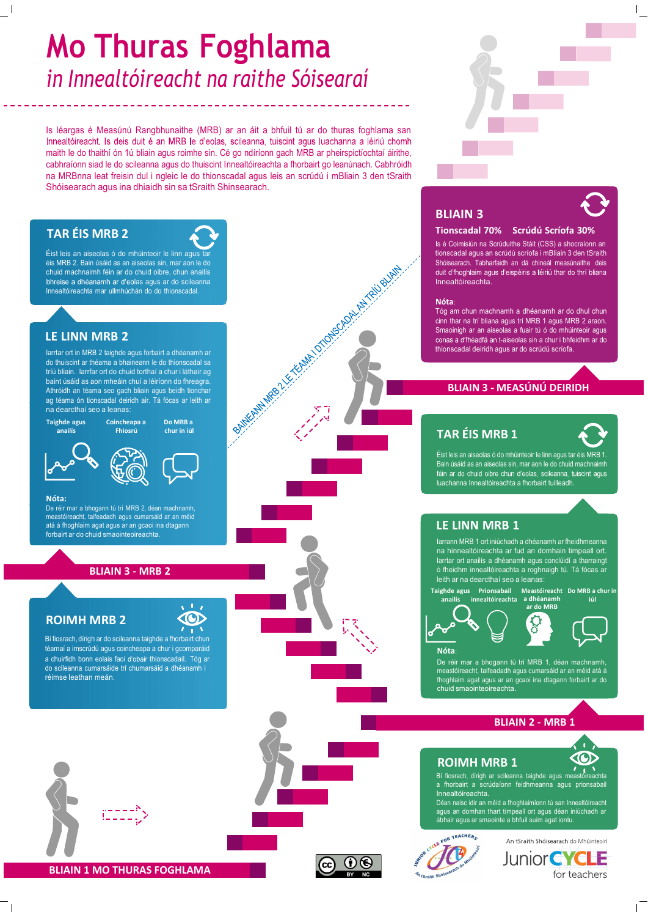# Mo Thuras Foghlama

*in Innealtóireacht na raithe Sóisearaí*

Is léargas é Measúnú Rangbhunaithe (MRB) ar an áit a bhfuil tú ar do thuras foghlama san Innealtóireacht. Is deis duit é an MRB le d'eolas, scileanna, tuiscint agus luachanna a léiriú chomh maith le do thaithí ón 1ú bliain agus roimhe sin. Cé go ndíríonn gach MRB ar pheirspictíochtaí áirithe, cabhraíonn siad le do scileanna agus do thuiscint Innealtóireachta a fhorbairt go leanúnach. Cabhróidh na MRBnna leat freisin dul i ngleic le do thionscadal agus leis an scrúdú i mBliain 3 den tSraith Shóisearach agus ina dhiaidh sin sa tSraith Shinsearach.

## BLIAIN 3

**Tionscadal 70% Scrúdú Scríofa 30%**

Is é Coimisiún na Scrúduithe Stáit (CSS) a shocraíonn an tionscadal agus an scrúdú scríofa i mBliain 3 den tSraith Shóisearach. Tabharfaidh an dá chineál measúnaithe deis duit d'fhoghlaim agus d'eispéiris a léiriú thar do thrí bliana Innealtóireachta.

**Nóta**:
Tóg am chun machnamh a dhéanamh ar do dhul chun cinn thar na trí bliana agus trí MRB 1 agus MRB 2 araon. Smaoinigh ar an aiseolas a fuair tú ó do mhúinteoir agus conas a d'fhéadfá an t-aiseolas sin a chur i bhfeidhm ar do thionscadal deiridh agus ar do scrúdú scríofa.

**BLIAIN 3 - MEASÚNÚ DEIRIDH**

BAINEANN MRB 2 LE TÉAMA I DTIONSCADAL AN TRIÚ BLIAIN

## TAR ÉIS MRB 2

Éist leis an aiseolas ó do mhúinteoir le linn agus tar éis MRB 2. Bain úsáid as an aiseolas sin, mar aon le do chuid machnaimh féin ar do chuid oibre, chun anailís bhreise a dhéanamh ar d'eolas agus ar do scileanna Innealtóireachta mar ullmhúchán do do thionscadal.

## LE LINN MRB 2

Iarrtar ort in MRB 2 taighde agus forbairt a dhéanamh ar do thuiscint ar théama a bhaineann le do thionscadal sa tríú bliain. Iarrfar ort do chuid torthaí a chur i láthair ag baint úsáid as aon mheáin chuí a léiríonn do fhreagra. Athróidh an téama seo gach bliain agus beidh tionchar ag téama ón tionscadal deiridh air. Tá fócas ar leith ar na dearcthaí seo a leanas:

- Taighde agus anailís
- Coincheapa a Fhiosrú
- Do MRB a chur in iúl

**Nóta:**
De réir mar a bhogann tú trí MRB 2, déan machnamh, meastóireacht, taifeadadh agus cumarsáid ar an méid atá á fhoghlaim agat agus ar an gcaoi ina dtagann forbairt ar do chuid smaointeoireachta.

**BLIAIN 3 - MRB 2**

## ROIMH MRB 2

Bí fiosrach, dírigh ar do scileanna taighde a fhorbairt chun téamaí a imscrúdú agus coincheapa a chur i gcomparáid a chuirfidh bonn eolais faoi d'obair thionscadail. Tóg ar do scileanna cumarsáide trí chumarsáid a dhéanamh i réimse leathan meán.

## TAR ÉIS MRB 1

Éist leis an aiseolas ó do mhúinteoir le linn agus tar éis MRB 1. Bain úsáid as an aiseolas sin, mar aon le do chuid machnaimh féin ar do chuid oibre chun d'eolas, scileanna, tuiscint agus luachanna Innealtóireachta a fhorbairt tuilleadh.

## LE LINN MRB 1

Iarrann MRB 1 ort iniúchadh a dhéanamh ar fheidhmeanna na hinnealtóireachta ar fud an domhain timpeall ort. Iarrtar ort anailís a dhéanamh agus conclúidí a tharraingt ó fheidhm innealtóireachta a roghnaigh tú. Tá fócas ar leith ar na dearcthaí seo a leanas:

- Taighde agus anailís
- Prionsabail innealtóireachta
- Meastóireacht a dhéanamh ar do MRB
- Do MRB a chur in iúl

**Nóta**:
De réir mar a bhogann tú trí MRB 1, déan machnamh, meastóireacht, taifeadadh agus cumarsáid ar an méid atá á fhoghlaim agat agus ar an gcaoi ina dtagann forbairt ar do chuid smaointeoireachta.

**BLIAIN 2 - MRB 1**

## ROIMH MRB 1

Bí fiosrach, dírigh ar scileanna taighde agus meastóireachta a fhorbairt a scrúdaíonn feidhmeanna agus prionsabail Innealtóireachta.
Déan naisc idir an méid a fhoghlaimíonn tú san Innealtóireacht agus an domhan thart timpeall ort agus déan iniúchadh ar ábhair agus ar smaointe a bhfuil suim agat iontu.

**BLIAIN 1 MO THURAS FOGHLAMA**

JUNIOR CYCLE FOR TEACHERS – An tSraith Shóisearach do Mhúinteoirí

An tSraith Shóisearach do Mhúinteoirí
JuniorCYCLE for teachers